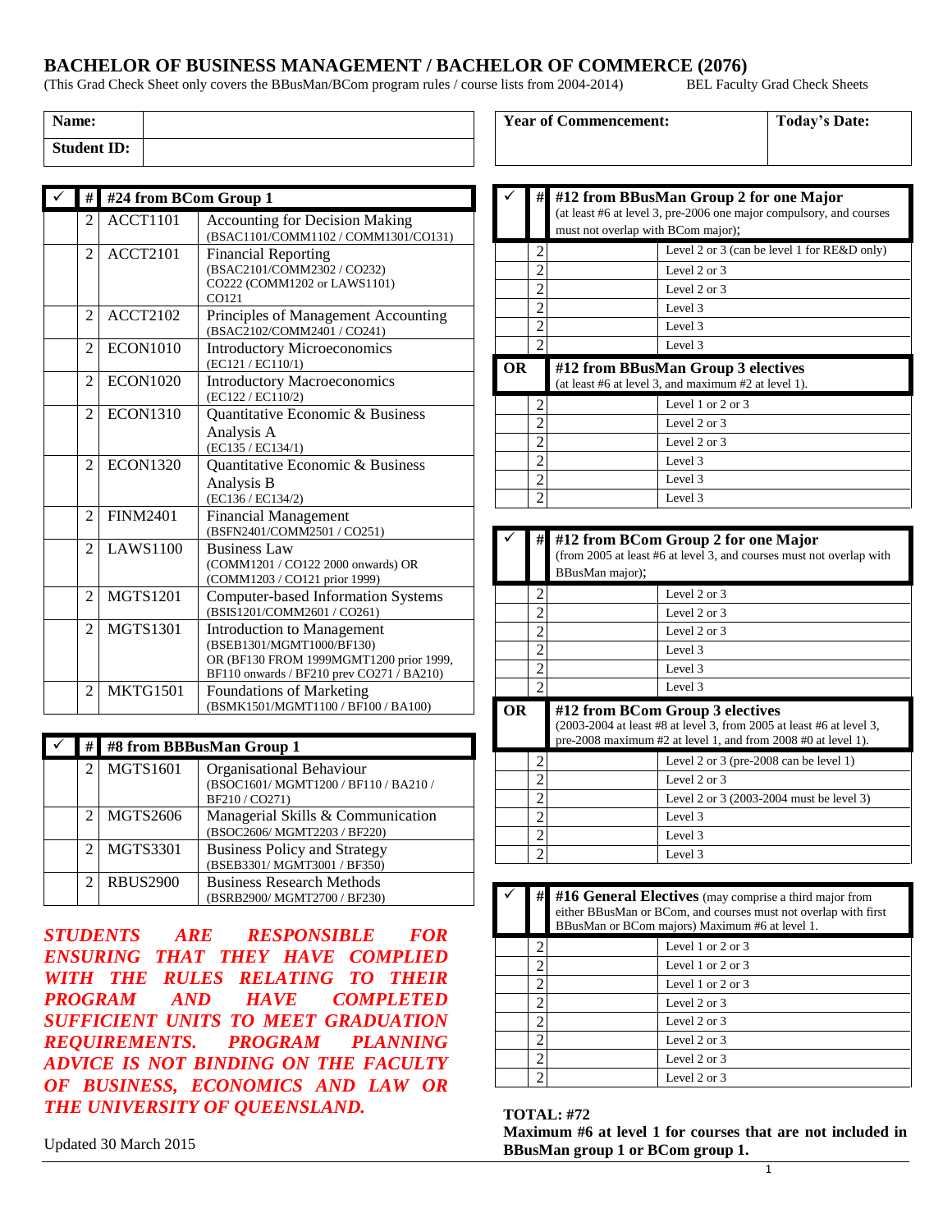# BACHELOR OF BUSINESS MANAGEMENT / BACHELOR OF COMMERCE (2076)

(This Grad Check Sheet only covers the BBusMan/BCom program rules / course lists from 2004-2014) BEL Faculty Grad Check Sheets

| Name: | |
|---|---|
| Student ID: | |

| Year of Commencement: | Today's Date: |
|---|---|
| | |

| ✓ | # | #24 from BCom Group 1 | |
|---|---|---|---|
| | 2 | ACCT1101 | Accounting for Decision Making (BSAC1101/COMM1102 / COMM1301/CO131) |
| | 2 | ACCT2101 | Financial Reporting (BSAC2101/COMM2302 / CO232) CO222 (COMM1202 or LAWS1101) CO121 |
| | 2 | ACCT2102 | Principles of Management Accounting (BSAC2102/COMM2401 / CO241) |
| | 2 | ECON1010 | Introductory Microeconomics (EC121 / EC110/1) |
| | 2 | ECON1020 | Introductory Macroeconomics (EC122 / EC110/2) |
| | 2 | ECON1310 | Quantitative Economic & Business Analysis A (EC135 / EC134/1) |
| | 2 | ECON1320 | Quantitative Economic & Business Analysis B (EC136 / EC134/2) |
| | 2 | FINM2401 | Financial Management (BSFN2401/COMM2501 / CO251) |
| | 2 | LAWS1100 | Business Law (COMM1201 / CO122 2000 onwards) OR (COMM1203 / CO121 prior 1999) |
| | 2 | MGTS1201 | Computer-based Information Systems (BSIS1201/COMM2601 / CO261) |
| | 2 | MGTS1301 | Introduction to Management (BSEB1301/MGMT1000/BF130) OR (BF130 FROM 1999MGMT1200 prior 1999, BF110 onwards / BF210 prev CO271 / BA210) |
| | 2 | MKTG1501 | Foundations of Marketing (BSMK1501/MGMT1100 / BF100 / BA100) |

| ✓ | # | #8 from BBBusMan Group 1 | |
|---|---|---|---|
| | 2 | MGTS1601 | Organisational Behaviour (BSOC1601/ MGMT1200 / BF110 / BA210 / BF210 / CO271) |
| | 2 | MGTS2606 | Managerial Skills & Communication (BSOC2606/ MGMT2203 / BF220) |
| | 2 | MGTS3301 | Business Policy and Strategy (BSEB3301/ MGMT3001 / BF350) |
| | 2 | RBUS2900 | Business Research Methods (BSRB2900/ MGMT2700 / BF230) |

***STUDENTS ARE RESPONSIBLE FOR ENSURING THAT THEY HAVE COMPLIED WITH THE RULES RELATING TO THEIR PROGRAM AND HAVE COMPLETED SUFFICIENT UNITS TO MEET GRADUATION REQUIREMENTS. PROGRAM PLANNING ADVICE IS NOT BINDING ON THE FACULTY OF BUSINESS, ECONOMICS AND LAW OR THE UNIVERSITY OF QUEENSLAND.***

Updated 30 March 2015

| ✓ | # | **#12 from BBusMan Group 2 for one Major** (at least #6 at level 3, pre-2006 one major compulsory, and courses must not overlap with BCom major); | |
|---|---|---|---|
| | 2 | | Level 2 or 3 (can be level 1 for RE&D only) |
| | 2 | | Level 2 or 3 |
| | 2 | | Level 2 or 3 |
| | 2 | | Level 3 |
| | 2 | | Level 3 |
| | 2 | | Level 3 |
| **OR** | | **#12 from BBusMan Group 3 electives** (at least #6 at level 3, and maximum #2 at level 1). | |
| | 2 | | Level 1 or 2 or 3 |
| | 2 | | Level 2 or 3 |
| | 2 | | Level 2 or 3 |
| | 2 | | Level 3 |
| | 2 | | Level 3 |
| | 2 | | Level 3 |

| ✓ | # | **#12 from BCom Group 2 for one Major** (from 2005 at least #6 at level 3, and courses must not overlap with BBusMan major); | |
|---|---|---|---|
| | 2 | | Level 2 or 3 |
| | 2 | | Level 2 or 3 |
| | 2 | | Level 2 or 3 |
| | 2 | | Level 3 |
| | 2 | | Level 3 |
| | 2 | | Level 3 |
| **OR** | | **#12 from BCom Group 3 electives** (2003-2004 at least #8 at level 3, from 2005 at least #6 at level 3, pre-2008 maximum #2 at level 1, and from 2008 #0 at level 1). | |
| | 2 | | Level 2 or 3 (pre-2008 can be level 1) |
| | 2 | | Level 2 or 3 |
| | 2 | | Level 2 or 3 (2003-2004 must be level 3) |
| | 2 | | Level 3 |
| | 2 | | Level 3 |
| | 2 | | Level 3 |

| ✓ | # | **#16 General Electives** (may comprise a third major from either BBusMan or BCom, and courses must not overlap with first BBusMan or BCom majors) Maximum #6 at level 1. | |
|---|---|---|---|
| | 2 | | Level 1 or 2 or 3 |
| | 2 | | Level 1 or 2 or 3 |
| | 2 | | Level 1 or 2 or 3 |
| | 2 | | Level 2 or 3 |
| | 2 | | Level 2 or 3 |
| | 2 | | Level 2 or 3 |
| | 2 | | Level 2 or 3 |
| | 2 | | Level 2 or 3 |

**TOTAL: #72**

**Maximum #6 at level 1 for courses that are not included in BBusMan group 1 or BCom group 1.**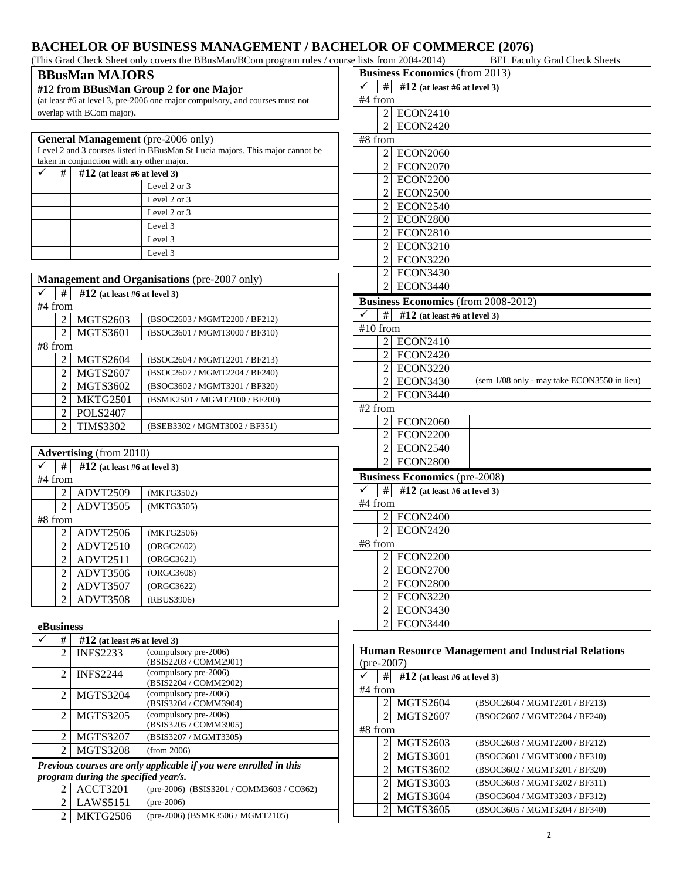# BACHELOR OF BUSINESS MANAGEMENT / BACHELOR OF COMMERCE (2076)

(This Grad Check Sheet only covers the BBusMan/BCom program rules / course lists from 2004-2014) BEL Faculty Grad Check Sheets

## BBusMan MAJORS

**#12 from BBusMan Group 2 for one Major**

(at least #6 at level 3, pre-2006 one major compulsory, and courses must not overlap with BCom major).

### General Management (pre-2006 only)

Level 2 and 3 courses listed in BBusMan St Lucia majors. This major cannot be taken in conjunction with any other major.

| ✓ | # | #12 (at least #6 at level 3) | |
|---|---|---|---|
| | | | Level 2 or 3 |
| | | | Level 2 or 3 |
| | | | Level 2 or 3 |
| | | | Level 3 |
| | | | Level 3 |
| | | | Level 3 |

### Management and Organisations (pre-2007 only)

| ✓ | # | #12 (at least #6 at level 3) | |
|---|---|---|---|
| #4 from | | | |
| | 2 | MGTS2603 | (BSOC2603 / MGMT2200 / BF212) |
| | 2 | MGTS3601 | (BSOC3601 / MGMT3000 / BF310) |
| #8 from | | | |
| | 2 | MGTS2604 | (BSOC2604 / MGMT2201 / BF213) |
| | 2 | MGTS2607 | (BSOC2607 / MGMT2204 / BF240) |
| | 2 | MGTS3602 | (BSOC3602 / MGMT3201 / BF320) |
| | 2 | MKTG2501 | (BSMK2501 / MGMT2100 / BF200) |
| | 2 | POLS2407 | |
| | 2 | TIMS3302 | (BSEB3302 / MGMT3002 / BF351) |

### Advertising (from 2010)

| ✓ | # | #12 (at least #6 at level 3) | |
|---|---|---|---|
| #4 from | | | |
| | 2 | ADVT2509 | (MKTG3502) |
| | 2 | ADVT3505 | (MKTG3505) |
| #8 from | | | |
| | 2 | ADVT2506 | (MKTG2506) |
| | 2 | ADVT2510 | (ORGC2602) |
| | 2 | ADVT2511 | (ORGC3621) |
| | 2 | ADVT3506 | (ORGC3608) |
| | 2 | ADVT3507 | (ORGC3622) |
| | 2 | ADVT3508 | (RBUS3906) |

### eBusiness

| ✓ | # | #12 (at least #6 at level 3) | |
|---|---|---|---|
| | 2 | INFS2233 | (compulsory pre-2006) (BSIS2203 / COMM2901) |
| | 2 | INFS2244 | (compulsory pre-2006) (BSIS2204 / COMM2902) |
| | 2 | MGTS3204 | (compulsory pre-2006) (BSIS3204 / COMM3904) |
| | 2 | MGTS3205 | (compulsory pre-2006) (BSIS3205 / COMM3905) |
| | 2 | MGTS3207 | (BSIS3207 / MGMT3305) |
| | 2 | MGTS3208 | (from 2006) |
| ***Previous courses are only applicable if you were enrolled in this program during the specified year/s.*** | | | |
| | 2 | ACCT3201 | (pre-2006) (BSIS3201 / COMM3603 / CO362) |
| | 2 | LAWS5151 | (pre-2006) |
| | 2 | MKTG2506 | (pre-2006) (BSMK3506 / MGMT2105) |

### Business Economics (from 2013)

| ✓ | # | #12 (at least #6 at level 3) | |
|---|---|---|---|
| #4 from | | | |
| | 2 | ECON2410 | |
| | 2 | ECON2420 | |
| #8 from | | | |
| | 2 | ECON2060 | |
| | 2 | ECON2070 | |
| | 2 | ECON2200 | |
| | 2 | ECON2500 | |
| | 2 | ECON2540 | |
| | 2 | ECON2800 | |
| | 2 | ECON2810 | |
| | 2 | ECON3210 | |
| | 2 | ECON3220 | |
| | 2 | ECON3430 | |
| | 2 | ECON3440 | |

### Business Economics (from 2008-2012)

| ✓ | # | #12 (at least #6 at level 3) | |
|---|---|---|---|
| #10 from | | | |
| | 2 | ECON2410 | |
| | 2 | ECON2420 | |
| | 2 | ECON3220 | |
| | 2 | ECON3430 | (sem 1/08 only - may take ECON3550 in lieu) |
| | 2 | ECON3440 | |
| #2 from | | | |
| | 2 | ECON2060 | |
| | 2 | ECON2200 | |
| | 2 | ECON2540 | |
| | 2 | ECON2800 | |

### Business Economics (pre-2008)

| ✓ | # | #12 (at least #6 at level 3) | |
|---|---|---|---|
| #4 from | | | |
| | 2 | ECON2400 | |
| | 2 | ECON2420 | |
| #8 from | | | |
| | 2 | ECON2200 | |
| | 2 | ECON2700 | |
| | 2 | ECON2800 | |
| | 2 | ECON3220 | |
| | 2 | ECON3430 | |
| | 2 | ECON3440 | |

### Human Resource Management and Industrial Relations (pre-2007)

| ✓ | # | #12 (at least #6 at level 3) | |
|---|---|---|---|
| #4 from | | | |
| | 2 | MGTS2604 | (BSOC2604 / MGMT2201 / BF213) |
| | 2 | MGTS2607 | (BSOC2607 / MGMT2204 / BF240) |
| #8 from | | | |
| | 2 | MGTS2603 | (BSOC2603 / MGMT2200 / BF212) |
| | 2 | MGTS3601 | (BSOC3601 / MGMT3000 / BF310) |
| | 2 | MGTS3602 | (BSOC3602 / MGMT3201 / BF320) |
| | 2 | MGTS3603 | (BSOC3603 / MGMT3202 / BF311) |
| | 2 | MGTS3604 | (BSOC3604 / MGMT3203 / BF312) |
| | 2 | MGTS3605 | (BSOC3605 / MGMT3204 / BF340) |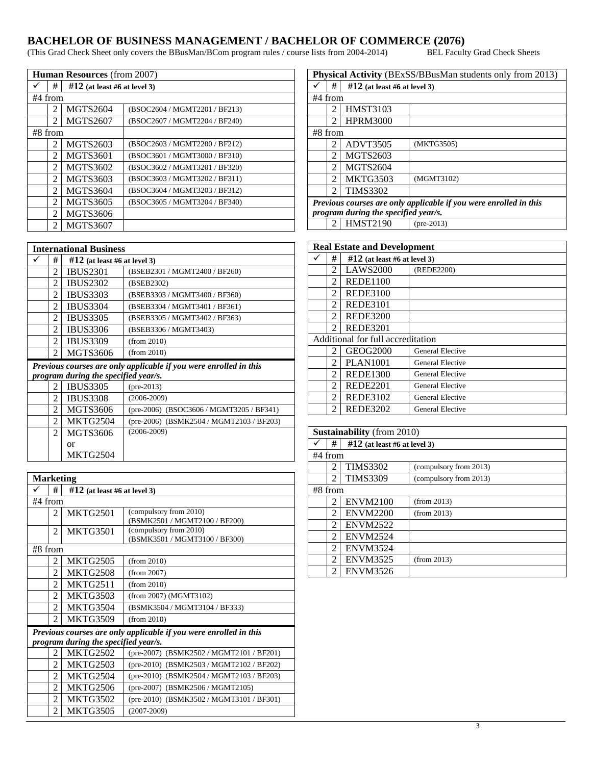# BACHELOR OF BUSINESS MANAGEMENT / BACHELOR OF COMMERCE (2076)

(This Grad Check Sheet only covers the BBusMan/BCom program rules / course lists from 2004-2014) BEL Faculty Grad Check Sheets

| **Human Resources** (from 2007) | | | |
|---|---|---|---|
| ✓ | # | **#12 (at least #6 at level 3)** | |
| #4 from | | | |
| | 2 | MGTS2604 | (BSOC2604 / MGMT2201 / BF213) |
| | 2 | MGTS2607 | (BSOC2607 / MGMT2204 / BF240) |
| #8 from | | | |
| | 2 | MGTS2603 | (BSOC2603 / MGMT2200 / BF212) |
| | 2 | MGTS3601 | (BSOC3601 / MGMT3000 / BF310) |
| | 2 | MGTS3602 | (BSOC3602 / MGMT3201 / BF320) |
| | 2 | MGTS3603 | (BSOC3603 / MGMT3202 / BF311) |
| | 2 | MGTS3604 | (BSOC3604 / MGMT3203 / BF312) |
| | 2 | MGTS3605 | (BSOC3605 / MGMT3204 / BF340) |
| | 2 | MGTS3606 | |
| | 2 | MGTS3607 | |

| **International Business** | | | |
|---|---|---|---|
| ✓ | # | **#12 (at least #6 at level 3)** | |
| | 2 | IBUS2301 | (BSEB2301 / MGMT2400 / BF260) |
| | 2 | IBUS2302 | (BSEB2302) |
| | 2 | IBUS3303 | (BSEB3303 / MGMT3400 / BF360) |
| | 2 | IBUS3304 | (BSEB3304 / MGMT3401 / BF361) |
| | 2 | IBUS3305 | (BSEB3305 / MGMT3402 / BF363) |
| | 2 | IBUS3306 | (BSEB3306 / MGMT3403) |
| | 2 | IBUS3309 | (from 2010) |
| | 2 | MGTS3606 | (from 2010) |
| ***Previous courses are only applicable if you were enrolled in this program during the specified year/s.*** | | | |
| | 2 | IBUS3305 | (pre-2013) |
| | 2 | IBUS3308 | (2006-2009) |
| | 2 | MGTS3606 | (pre-2006) (BSOC3606 / MGMT3205 / BF341) |
| | 2 | MKTG2504 | (pre-2006) (BSMK2504 / MGMT2103 / BF203) |
| | 2 | MGTS3606 or MKTG2504 | (2006-2009) |

| **Marketing** | | | |
|---|---|---|---|
| ✓ | # | **#12 (at least #6 at level 3)** | |
| #4 from | | | |
| | 2 | MKTG2501 | (compulsory from 2010) (BSMK2501 / MGMT2100 / BF200) |
| | 2 | MKTG3501 | (compulsory from 2010) (BSMK3501 / MGMT3100 / BF300) |
| #8 from | | | |
| | 2 | MKTG2505 | (from 2010) |
| | 2 | MKTG2508 | (from 2007) |
| | 2 | MKTG2511 | (from 2010) |
| | 2 | MKTG3503 | (from 2007) (MGMT3102) |
| | 2 | MKTG3504 | (BSMK3504 / MGMT3104 / BF333) |
| | 2 | MKTG3509 | (from 2010) |
| ***Previous courses are only applicable if you were enrolled in this program during the specified year/s.*** | | | |
| | 2 | MKTG2502 | (pre-2007) (BSMK2502 / MGMT2101 / BF201) |
| | 2 | MKTG2503 | (pre-2010) (BSMK2503 / MGMT2102 / BF202) |
| | 2 | MKTG2504 | (pre-2010) (BSMK2504 / MGMT2103 / BF203) |
| | 2 | MKTG2506 | (pre-2007) (BSMK2506 / MGMT2105) |
| | 2 | MKTG3502 | (pre-2010) (BSMK3502 / MGMT3101 / BF301) |
| | 2 | MKTG3505 | (2007-2009) |

| **Physical Activity** (BExSS/BBusMan students only from 2013) | | | |
|---|---|---|---|
| ✓ | # | **#12 (at least #6 at level 3)** | |
| #4 from | | | |
| | 2 | HMST3103 | |
| | 2 | HPRM3000 | |
| #8 from | | | |
| | 2 | ADVT3505 | (MKTG3505) |
| | 2 | MGTS2603 | |
| | 2 | MGTS2604 | |
| | 2 | MKTG3503 | (MGMT3102) |
| | 2 | TIMS3302 | |
| ***Previous courses are only applicable if you were enrolled in this program during the specified year/s.*** | | | |
| | 2 | HMST2190 | (pre-2013) |

| **Real Estate and Development** | | | |
|---|---|---|---|
| ✓ | # | **#12 (at least #6 at level 3)** | |
| | 2 | LAWS2000 | (REDE2200) |
| | 2 | REDE1100 | |
| | 2 | REDE3100 | |
| | 2 | REDE3101 | |
| | 2 | REDE3200 | |
| | 2 | REDE3201 | |
| Additional for full accreditation | | | |
| | 2 | GEOG2000 | General Elective |
| | 2 | PLAN1001 | General Elective |
| | 2 | REDE1300 | General Elective |
| | 2 | REDE2201 | General Elective |
| | 2 | REDE3102 | General Elective |
| | 2 | REDE3202 | General Elective |

| **Sustainability** (from 2010) | | | |
|---|---|---|---|
| ✓ | # | **#12 (at least #6 at level 3)** | |
| #4 from | | | |
| | 2 | TIMS3302 | (compulsory from 2013) |
| | 2 | TIMS3309 | (compulsory from 2013) |
| #8 from | | | |
| | 2 | ENVM2100 | (from 2013) |
| | 2 | ENVM2200 | (from 2013) |
| | 2 | ENVM2522 | |
| | 2 | ENVM2524 | |
| | 2 | ENVM3524 | |
| | 2 | ENVM3525 | (from 2013) |
| | 2 | ENVM3526 | |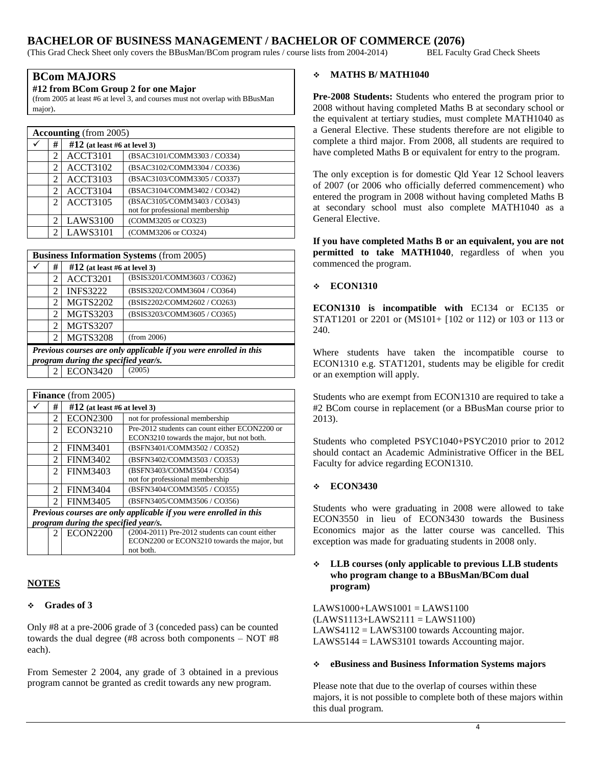# BACHELOR OF BUSINESS MANAGEMENT / BACHELOR OF COMMERCE (2076)

(This Grad Check Sheet only covers the BBusMan/BCom program rules / course lists from 2004-2014) BEL Faculty Grad Check Sheets

## BCom MAJORS

**#12 from BCom Group 2 for one Major**

(from 2005 at least #6 at level 3, and courses must not overlap with BBusMan major).

| **Accounting** (from 2005) | | | |
|---|---|---|---|
| ✓ | # | **#12 (at least #6 at level 3)** | |
| | 2 | ACCT3101 | (BSAC3101/COMM3303 / CO334) |
| | 2 | ACCT3102 | (BSAC3102/COMM3304 / CO336) |
| | 2 | ACCT3103 | (BSAC3103/COMM3305 / CO337) |
| | 2 | ACCT3104 | (BSAC3104/COMM3402 / CO342) |
| | 2 | ACCT3105 | (BSAC3105/COMM3403 / CO343) not for professional membership |
| | 2 | LAWS3100 | (COMM3205 or CO323) |
| | 2 | LAWS3101 | (COMM3206 or CO324) |

| **Business Information Systems** (from 2005) | | | |
|---|---|---|---|
| ✓ | # | **#12 (at least #6 at level 3)** | |
| | 2 | ACCT3201 | (BSIS3201/COMM3603 / CO362) |
| | 2 | INFS3222 | (BSIS3202/COMM3604 / CO364) |
| | 2 | MGTS2202 | (BSIS2202/COMM2602 / CO263) |
| | 2 | MGTS3203 | (BSIS3203/COMM3605 / CO365) |
| | 2 | MGTS3207 | |
| | 2 | MGTS3208 | (from 2006) |
| ***Previous courses are only applicable if you were enrolled in this program during the specified year/s.*** | | | |
| | 2 | ECON3420 | (2005) |

| **Finance** (from 2005) | | | |
|---|---|---|---|
| ✓ | # | **#12 (at least #6 at level 3)** | |
| | 2 | ECON2300 | not for professional membership |
| | 2 | ECON3210 | Pre-2012 students can count either ECON2200 or ECON3210 towards the major, but not both. |
| | 2 | FINM3401 | (BSFN3401/COMM3502 / CO352) |
| | 2 | FINM3402 | (BSFN3402/COMM3503 / CO353) |
| | 2 | FINM3403 | (BSFN3403/COMM3504 / CO354) not for professional membership |
| | 2 | FINM3404 | (BSFN3404/COMM3505 / CO355) |
| | 2 | FINM3405 | (BSFN3405/COMM3506 / CO356) |
| ***Previous courses are only applicable if you were enrolled in this program during the specified year/s.*** | | | |
| | 2 | ECON2200 | (2004-2011) Pre-2012 students can count either ECON2200 or ECON3210 towards the major, but not both. |

## NOTES

- **Grades of 3**

Only #8 at a pre-2006 grade of 3 (conceded pass) can be counted towards the dual degree (#8 across both components – NOT #8 each).

From Semester 2 2004, any grade of 3 obtained in a previous program cannot be granted as credit towards any new program.

- **MATHS B/ MATH1040**

**Pre-2008 Students:** Students who entered the program prior to 2008 without having completed Maths B at secondary school or the equivalent at tertiary studies, must complete MATH1040 as a General Elective. These students therefore are not eligible to complete a third major. From 2008, all students are required to have completed Maths B or equivalent for entry to the program.

The only exception is for domestic Qld Year 12 School leavers of 2007 (or 2006 who officially deferred commencement) who entered the program in 2008 without having completed Maths B at secondary school must also complete MATH1040 as a General Elective.

**If you have completed Maths B or an equivalent, you are not permitted to take MATH1040**, regardless of when you commenced the program.

- **ECON1310**

**ECON1310 is incompatible with** EC134 or EC135 or STAT1201 or 2201 or (MS101+ [102 or 112) or 103 or 113 or 240.

Where students have taken the incompatible course to ECON1310 e.g. STAT1201, students may be eligible for credit or an exemption will apply.

Students who are exempt from ECON1310 are required to take a #2 BCom course in replacement (or a BBusMan course prior to 2013).

Students who completed PSYC1040+PSYC2010 prior to 2012 should contact an Academic Administrative Officer in the BEL Faculty for advice regarding ECON1310.

- **ECON3430**

Students who were graduating in 2008 were allowed to take ECON3550 in lieu of ECON3430 towards the Business Economics major as the latter course was cancelled. This exception was made for graduating students in 2008 only.

- **LLB courses (only applicable to previous LLB students who program change to a BBusMan/BCom dual program)**

LAWS1000+LAWS1001 = LAWS1100
(LAWS1113+LAWS2111 = LAWS1100)
LAWS4112 = LAWS3100 towards Accounting major.
LAWS5144 = LAWS3101 towards Accounting major.

- **eBusiness and Business Information Systems majors**

Please note that due to the overlap of courses within these majors, it is not possible to complete both of these majors within this dual program.